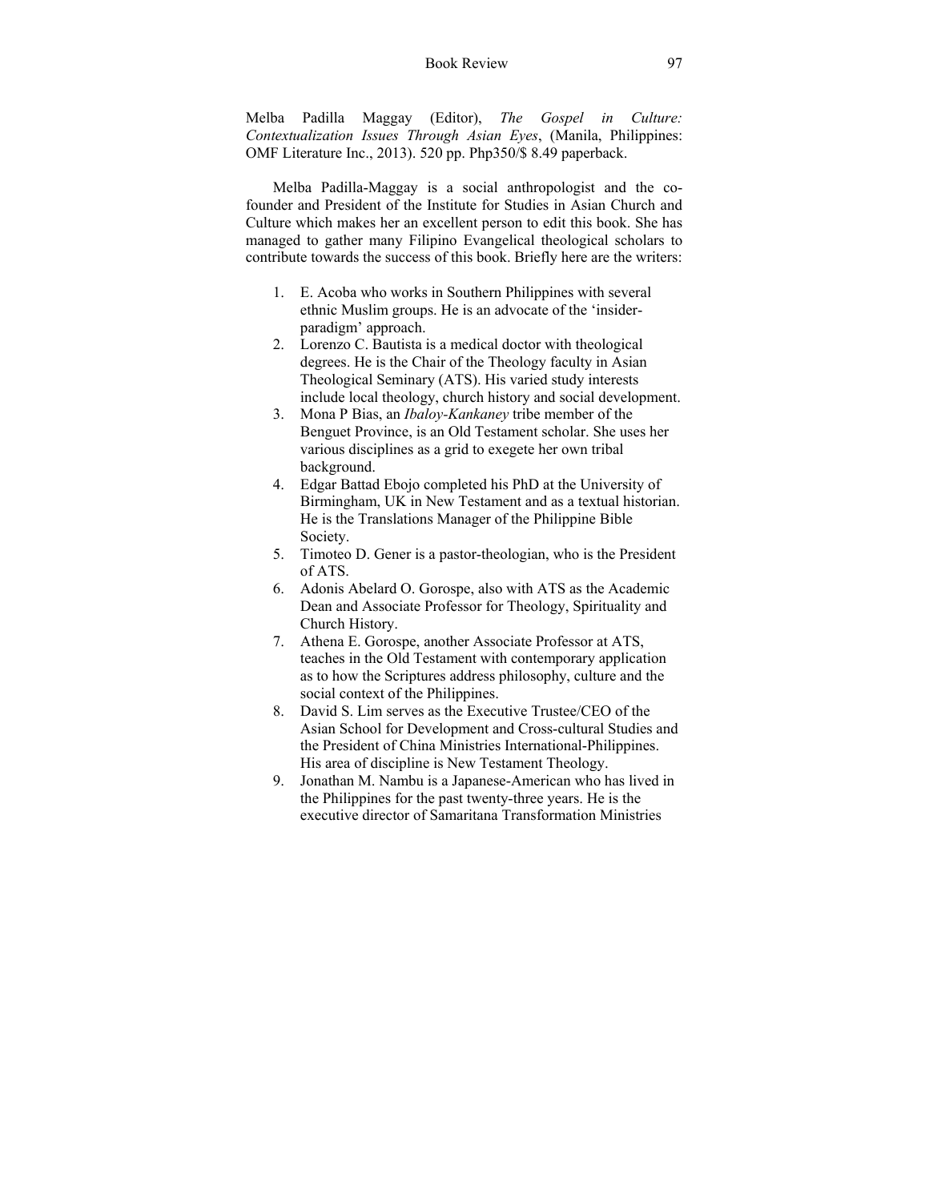Melba Padilla Maggay (Editor), *The Gospel in Culture: Contextualization Issues Through Asian Eyes*, (Manila, Philippines: OMF Literature Inc., 2013). 520 pp. Php350/$ 8.49 paperback.

Melba Padilla-Maggay is a social anthropologist and the co-founder and President of the Institute for Studies in Asian Church and Culture which makes her an excellent person to edit this book. She has managed to gather many Filipino Evangelical theological scholars to contribute towards the success of this book. Briefly here are the writers:

1. E. Acoba who works in Southern Philippines with several ethnic Muslim groups. He is an advocate of the 'insider-paradigm' approach.
2. Lorenzo C. Bautista is a medical doctor with theological degrees. He is the Chair of the Theology faculty in Asian Theological Seminary (ATS). His varied study interests include local theology, church history and social development.
3. Mona P Bias, an *Ibaloy-Kankaney* tribe member of the Benguet Province, is an Old Testament scholar. She uses her various disciplines as a grid to exegete her own tribal background.
4. Edgar Battad Ebojo completed his PhD at the University of Birmingham, UK in New Testament and as a textual historian. He is the Translations Manager of the Philippine Bible Society.
5. Timoteo D. Gener is a pastor-theologian, who is the President of ATS.
6. Adonis Abelard O. Gorospe, also with ATS as the Academic Dean and Associate Professor for Theology, Spirituality and Church History.
7. Athena E. Gorospe, another Associate Professor at ATS, teaches in the Old Testament with contemporary application as to how the Scriptures address philosophy, culture and the social context of the Philippines.
8. David S. Lim serves as the Executive Trustee/CEO of the Asian School for Development and Cross-cultural Studies and the President of China Ministries International-Philippines. His area of discipline is New Testament Theology.
9. Jonathan M. Nambu is a Japanese-American who has lived in the Philippines for the past twenty-three years. He is the executive director of Samaritana Transformation Ministries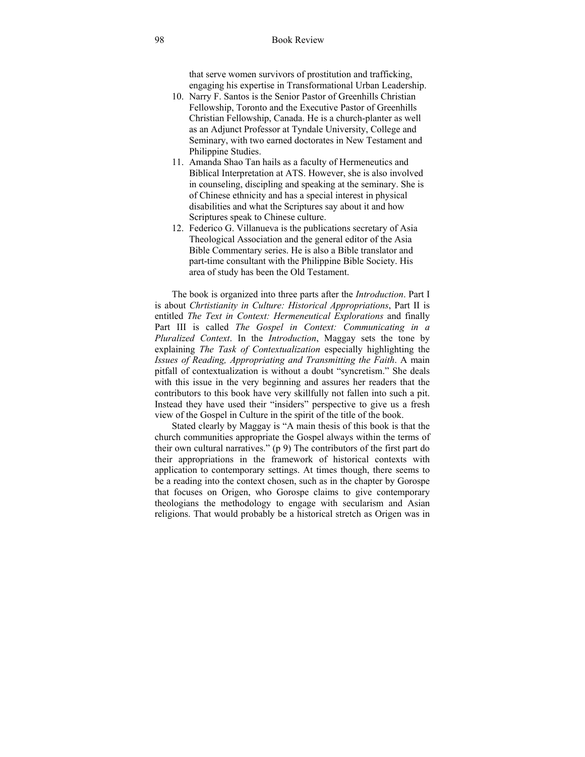that serve women survivors of prostitution and trafficking, engaging his expertise in Transformational Urban Leadership.

10. Narry F. Santos is the Senior Pastor of Greenhills Christian Fellowship, Toronto and the Executive Pastor of Greenhills Christian Fellowship, Canada. He is a church-planter as well as an Adjunct Professor at Tyndale University, College and Seminary, with two earned doctorates in New Testament and Philippine Studies.
11. Amanda Shao Tan hails as a faculty of Hermeneutics and Biblical Interpretation at ATS. However, she is also involved in counseling, discipling and speaking at the seminary. She is of Chinese ethnicity and has a special interest in physical disabilities and what the Scriptures say about it and how Scriptures speak to Chinese culture.
12. Federico G. Villanueva is the publications secretary of Asia Theological Association and the general editor of the Asia Bible Commentary series. He is also a Bible translator and part-time consultant with the Philippine Bible Society. His area of study has been the Old Testament.

The book is organized into three parts after the *Introduction*. Part I is about *Chrtistianity in Culture: Historical Appropriations*, Part II is entitled *The Text in Context: Hermeneutical Explorations* and finally Part III is called *The Gospel in Context: Communicating in a Pluralized Context*. In the *Introduction*, Maggay sets the tone by explaining *The Task of Contextualization* especially highlighting the *Issues of Reading, Appropriating and Transmitting the Faith*. A main pitfall of contextualization is without a doubt "syncretism." She deals with this issue in the very beginning and assures her readers that the contributors to this book have very skillfully not fallen into such a pit. Instead they have used their "insiders" perspective to give us a fresh view of the Gospel in Culture in the spirit of the title of the book.

Stated clearly by Maggay is "A main thesis of this book is that the church communities appropriate the Gospel always within the terms of their own cultural narratives." (p 9) The contributors of the first part do their appropriations in the framework of historical contexts with application to contemporary settings. At times though, there seems to be a reading into the context chosen, such as in the chapter by Gorospe that focuses on Origen, who Gorospe claims to give contemporary theologians the methodology to engage with secularism and Asian religions. That would probably be a historical stretch as Origen was in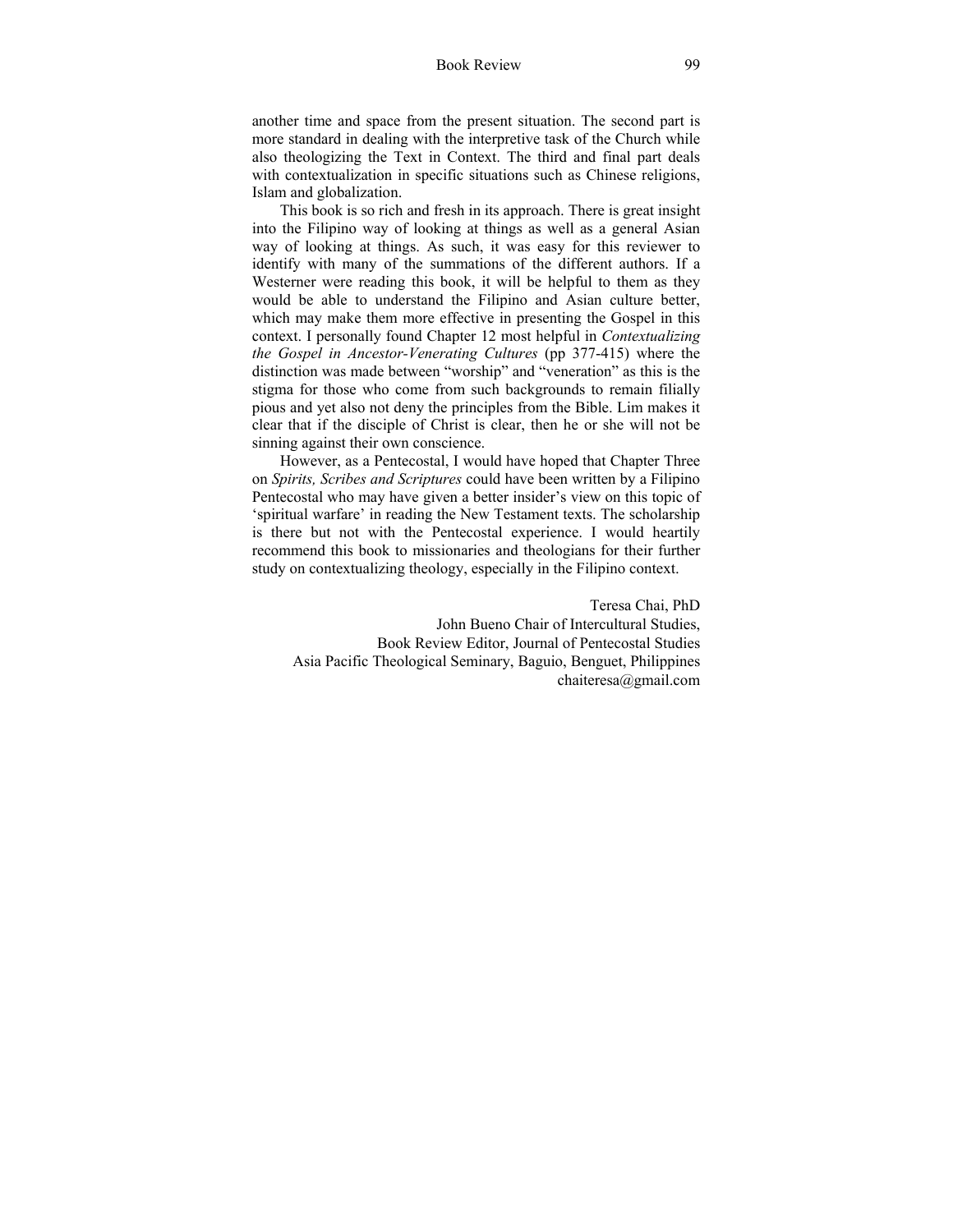another time and space from the present situation. The second part is more standard in dealing with the interpretive task of the Church while also theologizing the Text in Context. The third and final part deals with contextualization in specific situations such as Chinese religions, Islam and globalization.

This book is so rich and fresh in its approach. There is great insight into the Filipino way of looking at things as well as a general Asian way of looking at things. As such, it was easy for this reviewer to identify with many of the summations of the different authors. If a Westerner were reading this book, it will be helpful to them as they would be able to understand the Filipino and Asian culture better, which may make them more effective in presenting the Gospel in this context. I personally found Chapter 12 most helpful in *Contextualizing the Gospel in Ancestor-Venerating Cultures* (pp 377-415) where the distinction was made between "worship" and "veneration" as this is the stigma for those who come from such backgrounds to remain filially pious and yet also not deny the principles from the Bible. Lim makes it clear that if the disciple of Christ is clear, then he or she will not be sinning against their own conscience.

However, as a Pentecostal, I would have hoped that Chapter Three on *Spirits, Scribes and Scriptures* could have been written by a Filipino Pentecostal who may have given a better insider's view on this topic of 'spiritual warfare' in reading the New Testament texts. The scholarship is there but not with the Pentecostal experience. I would heartily recommend this book to missionaries and theologians for their further study on contextualizing theology, especially in the Filipino context.

Teresa Chai, PhD
John Bueno Chair of Intercultural Studies,
Book Review Editor, Journal of Pentecostal Studies
Asia Pacific Theological Seminary, Baguio, Benguet, Philippines
chaiteresa@gmail.com